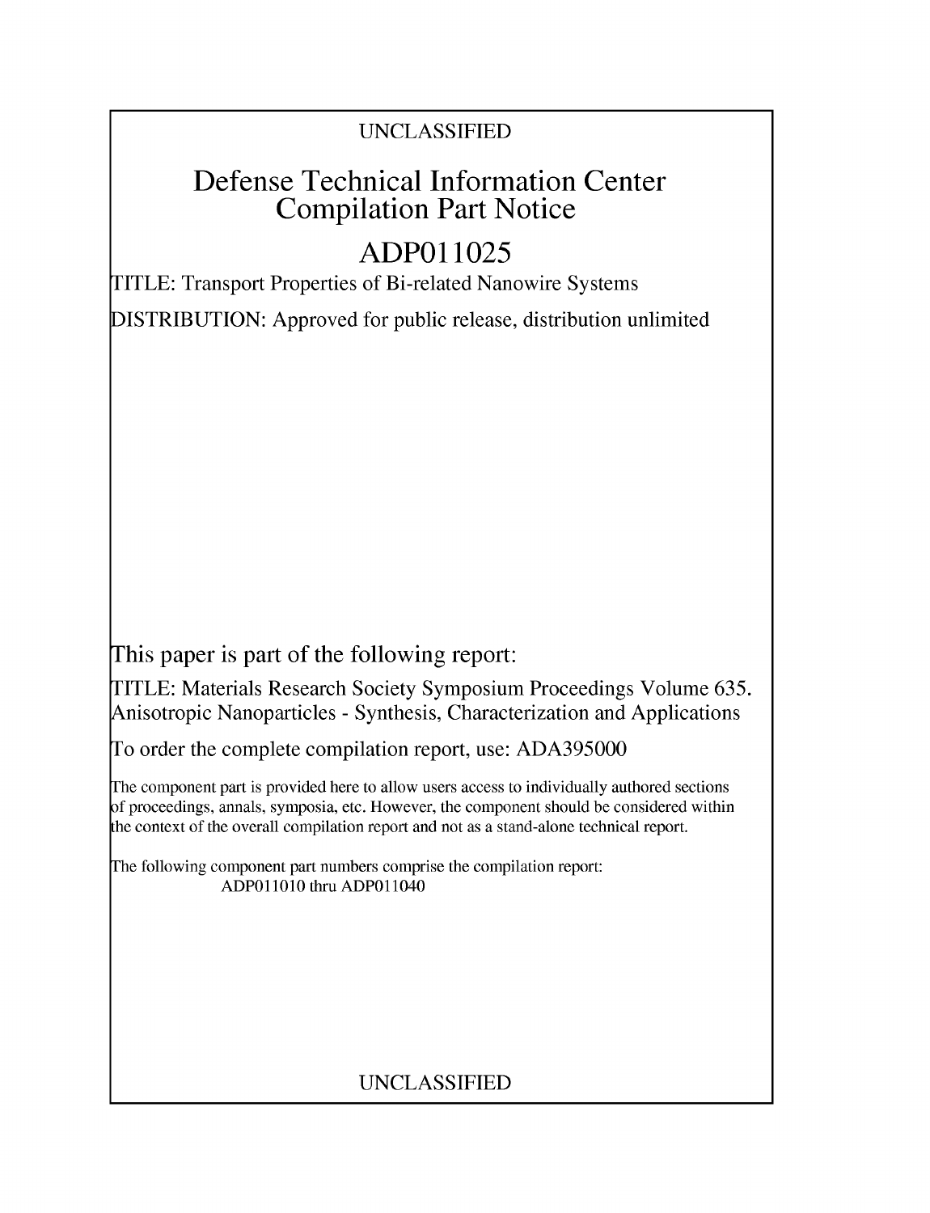UNCLASSIFIED

# Defense Technical Information Center Compilation Part Notice

# ADP011025

TITLE: Transport Properties of Bi-related Nanowire Systems

DISTRIBUTION: Approved for public release, distribution unlimited

This paper is part of the following report:

TITLE: Materials Research Society Symposium Proceedings Volume 635. Anisotropic Nanoparticles - Synthesis, Characterization and Applications

To order the complete compilation report, use: ADA395000

The component part is provided here to allow users access to individually authored sections of proceedings, annals, symposia, etc. However, the component should be considered within the context of the overall compilation report and not as a stand-alone technical report.

The following component part numbers comprise the compilation report:
ADP011010 thru ADP011040

UNCLASSIFIED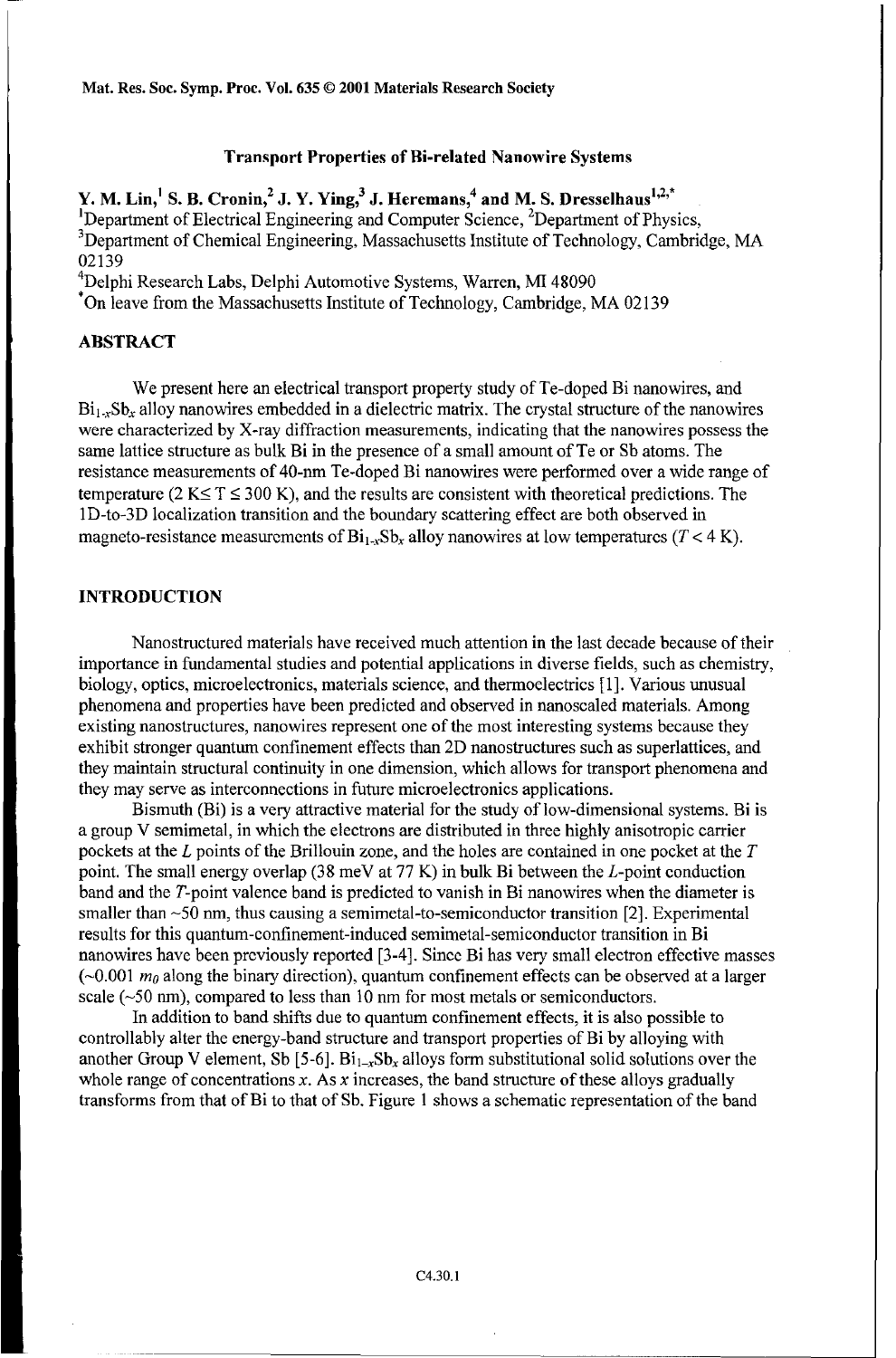**Transport Properties of Bi-related Nanowire Systems**

**Y. M. Lin,[1] S. B. Cronin,[2] J. Y. Ying,[3] J. Heremans,[4] and M. S. Dresselhaus[1,2,*]**
[1]Department of Electrical Engineering and Computer Science, [2]Department of Physics,
[3]Department of Chemical Engineering, Massachusetts Institute of Technology, Cambridge, MA 02139
[4]Delphi Research Labs, Delphi Automotive Systems, Warren, MI 48090
[*]On leave from the Massachusetts Institute of Technology, Cambridge, MA 02139

## ABSTRACT

We present here an electrical transport property study of Te-doped Bi nanowires, and $Bi_{1-x}Sb_x$ alloy nanowires embedded in a dielectric matrix. The crystal structure of the nanowires were characterized by X-ray diffraction measurements, indicating that the nanowires possess the same lattice structure as bulk Bi in the presence of a small amount of Te or Sb atoms. The resistance measurements of 40-nm Te-doped Bi nanowires were performed over a wide range of temperature ($2 \text{ K} \leq T \leq 300 \text{ K}$), and the results are consistent with theoretical predictions. The 1D-to-3D localization transition and the boundary scattering effect are both observed in magneto-resistance measurements of $Bi_{1-x}Sb_x$ alloy nanowires at low temperatures ($T < 4$ K).

## INTRODUCTION

Nanostructured materials have received much attention in the last decade because of their importance in fundamental studies and potential applications in diverse fields, such as chemistry, biology, optics, microelectronics, materials science, and thermoelectrics [1]. Various unusual phenomena and properties have been predicted and observed in nanoscaled materials. Among existing nanostructures, nanowires represent one of the most interesting systems because they exhibit stronger quantum confinement effects than 2D nanostructures such as superlattices, and they maintain structural continuity in one dimension, which allows for transport phenomena and they may serve as interconnections in future microelectronics applications.

Bismuth (Bi) is a very attractive material for the study of low-dimensional systems. Bi is a group V semimetal, in which the electrons are distributed in three highly anisotropic carrier pockets at the $L$ points of the Brillouin zone, and the holes are contained in one pocket at the $T$ point. The small energy overlap (38 meV at 77 K) in bulk Bi between the $L$-point conduction band and the $T$-point valence band is predicted to vanish in Bi nanowires when the diameter is smaller than ~50 nm, thus causing a semimetal-to-semiconductor transition [2]. Experimental results for this quantum-confinement-induced semimetal-semiconductor transition in Bi nanowires have been previously reported [3-4]. Since Bi has very small electron effective masses (~0.001 $m_0$ along the binary direction), quantum confinement effects can be observed at a larger scale (~50 nm), compared to less than 10 nm for most metals or semiconductors.

In addition to band shifts due to quantum confinement effects, it is also possible to controllably alter the energy-band structure and transport properties of Bi by alloying with another Group V element, Sb [5-6]. $Bi_{1-x}Sb_x$ alloys form substitutional solid solutions over the whole range of concentrations $x$. As $x$ increases, the band structure of these alloys gradually transforms from that of Bi to that of Sb. Figure 1 shows a schematic representation of the band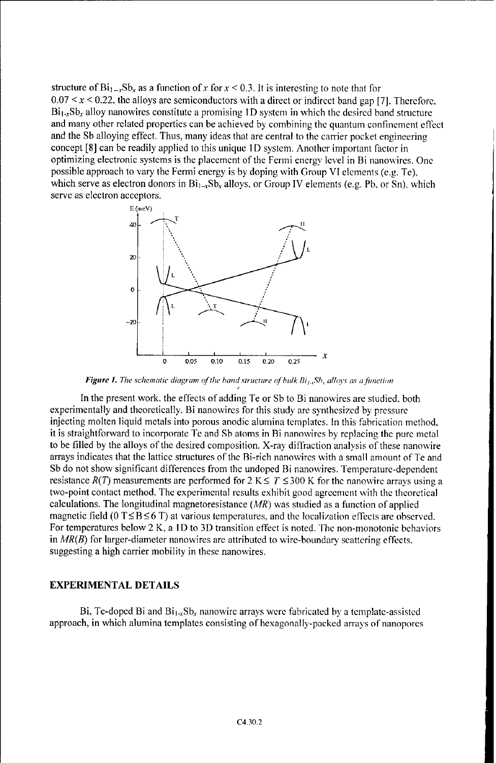structure of $Bi_{1-x}Sb_x$ as a function of $x$ for $x < 0.3$. It is interesting to note that for $0.07 < x < 0.22$, the alloys are semiconductors with a direct or indirect band gap [7]. Therefore, $Bi_{1-x}Sb_x$ alloy nanowires constitute a promising 1D system in which the desired band structure and many other related properties can be achieved by combining the quantum confinement effect and the Sb alloying effect. Thus, many ideas that are central to the carrier pocket engineering concept [8] can be readily applied to this unique 1D system. Another important factor in optimizing electronic systems is the placement of the Fermi energy level in Bi nanowires. One possible approach to vary the Fermi energy is by doping with Group VI elements (e.g. Te), which serve as electron donors in $Bi_{1-x}Sb_x$ alloys, or Group IV elements (e.g. Pb, or Sn), which serve as electron acceptors.

*Figure 1. The schematic diagram of the band structure of bulk $Bi_{1-x}Sb_x$ alloys as a function*

In the present work, the effects of adding Te or Sb to Bi nanowires are studied, both experimentally and theoretically. Bi nanowires for this study are synthesized by pressure injecting molten liquid metals into porous anodic alumina templates. In this fabrication method, it is straightforward to incorporate Te and Sb atoms in Bi nanowires by replacing the pure metal to be filled by the alloys of the desired composition. X-ray diffraction analysis of these nanowire arrays indicates that the lattice structures of the Bi-rich nanowires with a small amount of Te and Sb do not show significant differences from the undoped Bi nanowires. Temperature-dependent resistance $R(T)$ measurements are performed for $2\text{ K} \leq T \leq 300\text{ K}$ for the nanowire arrays using a two-point contact method. The experimental results exhibit good agreement with the theoretical calculations. The longitudinal magnetoresistance ($MR$) was studied as a function of applied magnetic field ($0\text{ T} \leq B \leq 6\text{ T}$) at various temperatures, and the localization effects are observed. For temperatures below 2 K, a 1D to 3D transition effect is noted. The non-monotonic behaviors in $MR(B)$ for larger-diameter nanowires are attributed to wire-boundary scattering effects, suggesting a high carrier mobility in these nanowires.

## EXPERIMENTAL DETAILS

Bi, Te-doped Bi and $Bi_{1-x}Sb_x$ nanowire arrays were fabricated by a template-assisted approach, in which alumina templates consisting of hexagonally-packed arrays of nanopores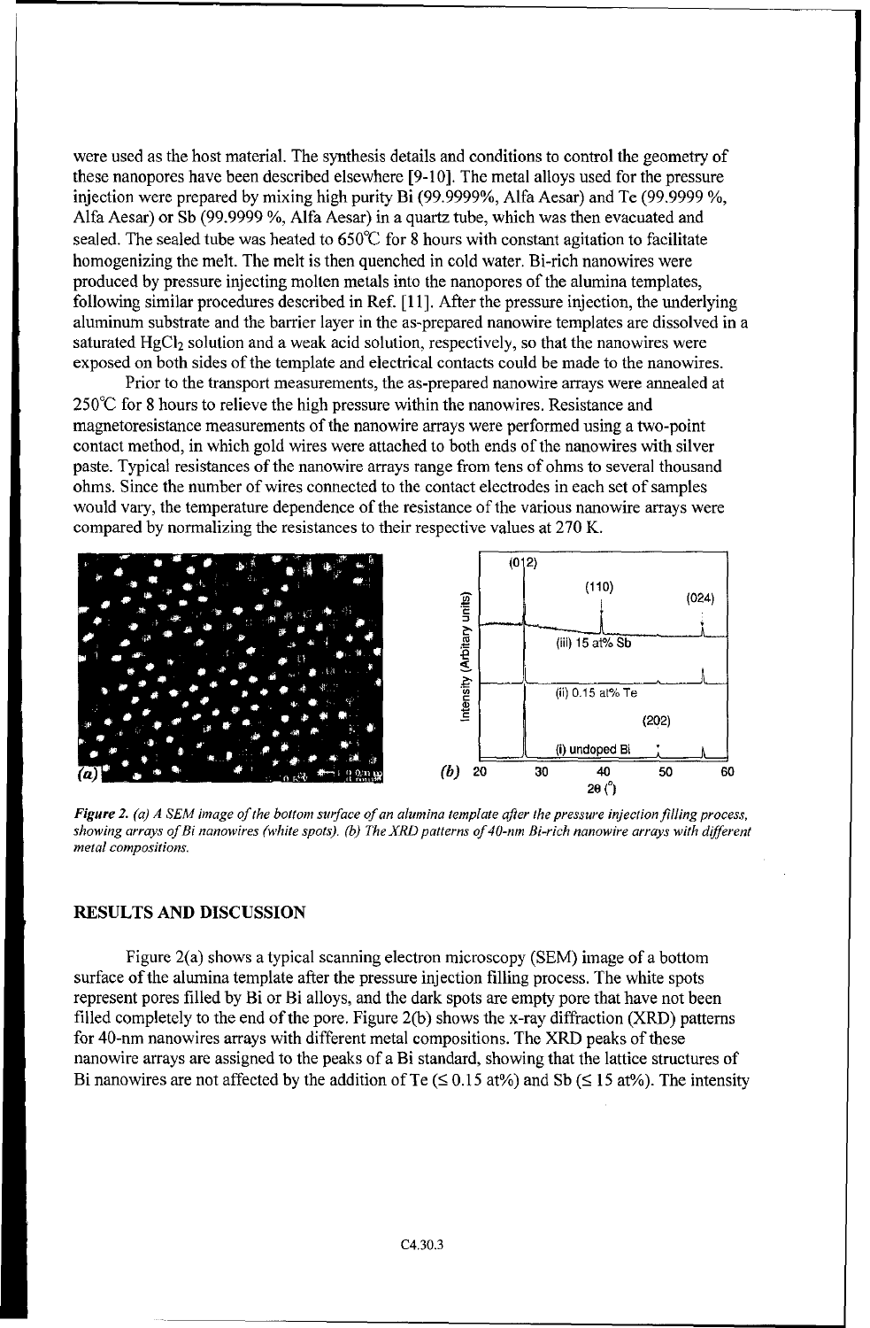were used as the host material. The synthesis details and conditions to control the geometry of these nanopores have been described elsewhere [9-10]. The metal alloys used for the pressure injection were prepared by mixing high purity Bi (99.9999%, Alfa Aesar) and Te (99.9999 %, Alfa Aesar) or Sb (99.9999 %, Alfa Aesar) in a quartz tube, which was then evacuated and sealed. The sealed tube was heated to 650℃ for 8 hours with constant agitation to facilitate homogenizing the melt. The melt is then quenched in cold water. Bi-rich nanowires were produced by pressure injecting molten metals into the nanopores of the alumina templates, following similar procedures described in Ref. [11]. After the pressure injection, the underlying aluminum substrate and the barrier layer in the as-prepared nanowire templates are dissolved in a saturated $HgCl_2$ solution and a weak acid solution, respectively, so that the nanowires were exposed on both sides of the template and electrical contacts could be made to the nanowires.

Prior to the transport measurements, the as-prepared nanowire arrays were annealed at 250℃ for 8 hours to relieve the high pressure within the nanowires. Resistance and magnetoresistance measurements of the nanowire arrays were performed using a two-point contact method, in which gold wires were attached to both ends of the nanowires with silver paste. Typical resistances of the nanowire arrays range from tens of ohms to several thousand ohms. Since the number of wires connected to the contact electrodes in each set of samples would vary, the temperature dependence of the resistance of the various nanowire arrays were compared by normalizing the resistances to their respective values at 270 K.

***Figure 2.*** *(a) A SEM image of the bottom surface of an alumina template after the pressure injection filling process, showing arrays of Bi nanowires (white spots). (b) The XRD patterns of 40-nm Bi-rich nanowire arrays with different metal compositions.*

## RESULTS AND DISCUSSION

Figure 2(a) shows a typical scanning electron microscopy (SEM) image of a bottom surface of the alumina template after the pressure injection filling process. The white spots represent pores filled by Bi or Bi alloys, and the dark spots are empty pore that have not been filled completely to the end of the pore. Figure 2(b) shows the x-ray diffraction (XRD) patterns for 40-nm nanowires arrays with different metal compositions. The XRD peaks of these nanowire arrays are assigned to the peaks of a Bi standard, showing that the lattice structures of Bi nanowires are not affected by the addition of Te ($\leq$ 0.15 at%) and Sb ($\leq$ 15 at%). The intensity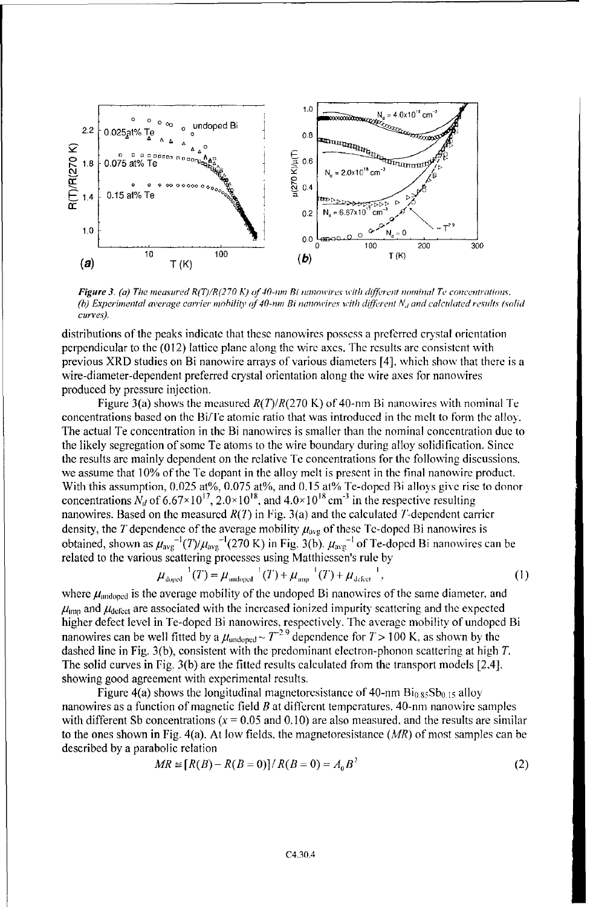*Figure 3. (a) The measured R(T)/R(270 K) of 40-nm Bi nanowires with different nominal Te concentrations. (b) Experimental average carrier mobility of 40-nm Bi nanowires with different $N_d$ and calculated results (solid curves).*

distributions of the peaks indicate that these nanowires possess a preferred crystal orientation perpendicular to the (012) lattice plane along the wire axes. The results are consistent with previous XRD studies on Bi nanowire arrays of various diameters [4], which show that there is a wire-diameter-dependent preferred crystal orientation along the wire axes for nanowires produced by pressure injection.

Figure 3(a) shows the measured $R(T)/R(270\ \text{K})$ of 40-nm Bi nanowires with nominal Te concentrations based on the Bi/Te atomic ratio that was introduced in the melt to form the alloy. The actual Te concentration in the Bi nanowires is smaller than the nominal concentration due to the likely segregation of some Te atoms to the wire boundary during alloy solidification. Since the results are mainly dependent on the relative Te concentrations for the following discussions, we assume that 10% of the Te dopant in the alloy melt is present in the final nanowire product. With this assumption, 0.025 at%, 0.075 at%, and 0.15 at% Te-doped Bi alloys give rise to donor concentrations $N_d$ of $6.67\times10^{17}$, $2.0\times10^{18}$, and $4.0\times10^{18}\ \text{cm}^{-3}$ in the respective resulting nanowires. Based on the measured $R(T)$ in Fig. 3(a) and the calculated $T$-dependent carrier density, the $T$ dependence of the average mobility $\mu_{avg}$ of these Te-doped Bi nanowires is obtained, shown as $\mu_{avg}^{-1}(T)/\mu_{avg}^{-1}(270\ \text{K})$ in Fig. 3(b). $\mu_{avg}^{-1}$ of Te-doped Bi nanowires can be related to the various scattering processes using Matthiessen's rule by

$$\mu_{doped}^{-1}(T) = \mu_{undoped}^{-1}(T) + \mu_{imp}^{-1}(T) + \mu_{defect}^{-1}, \tag{1}$$

where $\mu_{undoped}$ is the average mobility of the undoped Bi nanowires of the same diameter, and $\mu_{imp}$ and $\mu_{defect}$ are associated with the increased ionized impurity scattering and the expected higher defect level in Te-doped Bi nanowires, respectively. The average mobility of undoped Bi nanowires can be well fitted by a $\mu_{undoped} \sim T^{-2.9}$ dependence for $T > 100$ K, as shown by the dashed line in Fig. 3(b), consistent with the predominant electron-phonon scattering at high $T$. The solid curves in Fig. 3(b) are the fitted results calculated from the transport models [2,4], showing good agreement with experimental results.

Figure 4(a) shows the longitudinal magnetoresistance of 40-nm $Bi_{0.85}Sb_{0.15}$ alloy nanowires as a function of magnetic field $B$ at different temperatures. 40-nm nanowire samples with different Sb concentrations ($x = 0.05$ and $0.10$) are also measured, and the results are similar to the ones shown in Fig. 4(a). At low fields, the magnetoresistance ($MR$) of most samples can be described by a parabolic relation

$$MR \equiv [R(B) - R(B=0)]/R(B=0) = A_0 B^2 \tag{2}$$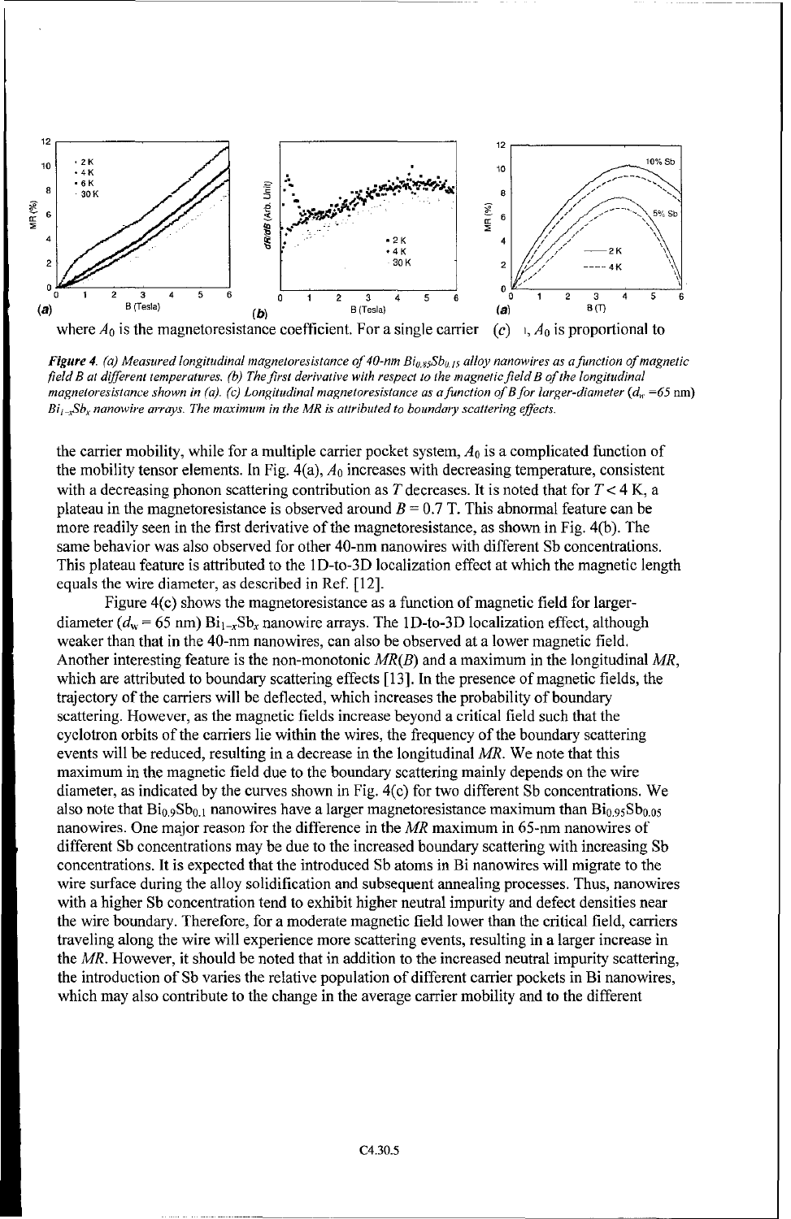where $A_0$ is the magnetoresistance coefficient. For a single carrier , $A_0$ is proportional to

*Figure 4. (a) Measured longitudinal magnetoresistance of 40-nm $Bi_{0.85}Sb_{0.15}$ alloy nanowires as a function of magnetic field B at different temperatures. (b) The first derivative with respect to the magnetic field B of the longitudinal magnetoresistance shown in (a). (c) Longitudinal magnetoresistance as a function of B for larger-diameter ($d_w$ =65 nm) $Bi_{1-x}Sb_x$ nanowire arrays. The maximum in the MR is attributed to boundary scattering effects.*

the carrier mobility, while for a multiple carrier pocket system, $A_0$ is a complicated function of the mobility tensor elements. In Fig. 4(a), $A_0$ increases with decreasing temperature, consistent with a decreasing phonon scattering contribution as $T$ decreases. It is noted that for $T < 4$ K, a plateau in the magnetoresistance is observed around $B = 0.7$ T. This abnormal feature can be more readily seen in the first derivative of the magnetoresistance, as shown in Fig. 4(b). The same behavior was also observed for other 40-nm nanowires with different Sb concentrations. This plateau feature is attributed to the 1D-to-3D localization effect at which the magnetic length equals the wire diameter, as described in Ref. [12].

Figure 4(c) shows the magnetoresistance as a function of magnetic field for larger-diameter ($d_w = 65$ nm) $Bi_{1-x}Sb_x$ nanowire arrays. The 1D-to-3D localization effect, although weaker than that in the 40-nm nanowires, can also be observed at a lower magnetic field. Another interesting feature is the non-monotonic $MR(B)$ and a maximum in the longitudinal $MR$, which are attributed to boundary scattering effects [13]. In the presence of magnetic fields, the trajectory of the carriers will be deflected, which increases the probability of boundary scattering. However, as the magnetic fields increase beyond a critical field such that the cyclotron orbits of the carriers lie within the wires, the frequency of the boundary scattering events will be reduced, resulting in a decrease in the longitudinal $MR$. We note that this maximum in the magnetic field due to the boundary scattering mainly depends on the wire diameter, as indicated by the curves shown in Fig. 4(c) for two different Sb concentrations. We also note that $Bi_{0.9}Sb_{0.1}$ nanowires have a larger magnetoresistance maximum than $Bi_{0.95}Sb_{0.05}$ nanowires. One major reason for the difference in the $MR$ maximum in 65-nm nanowires of different Sb concentrations may be due to the increased boundary scattering with increasing Sb concentrations. It is expected that the introduced Sb atoms in Bi nanowires will migrate to the wire surface during the alloy solidification and subsequent annealing processes. Thus, nanowires with a higher Sb concentration tend to exhibit higher neutral impurity and defect densities near the wire boundary. Therefore, for a moderate magnetic field lower than the critical field, carriers traveling along the wire will experience more scattering events, resulting in a larger increase in the $MR$. However, it should be noted that in addition to the increased neutral impurity scattering, the introduction of Sb varies the relative population of different carrier pockets in Bi nanowires, which may also contribute to the change in the average carrier mobility and to the different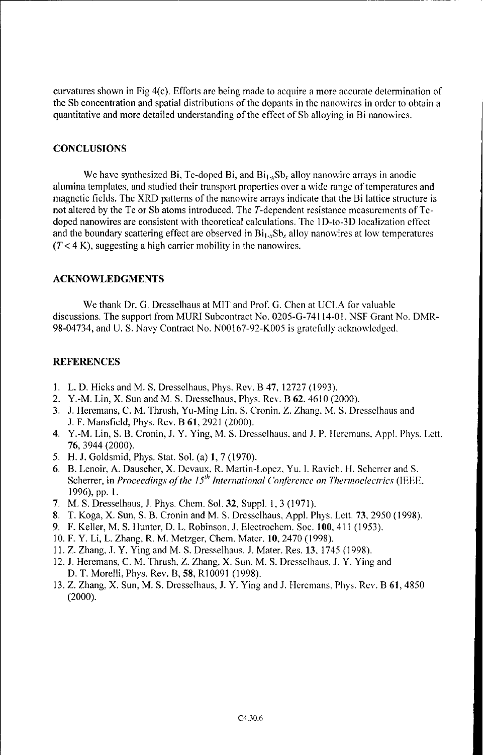curvatures shown in Fig 4(c). Efforts are being made to acquire a more accurate determination of the Sb concentration and spatial distributions of the dopants in the nanowires in order to obtain a quantitative and more detailed understanding of the effect of Sb alloying in Bi nanowires.

## CONCLUSIONS

We have synthesized Bi, Te-doped Bi, and $Bi_{1-x}Sb_x$ alloy nanowire arrays in anodic alumina templates, and studied their transport properties over a wide range of temperatures and magnetic fields. The XRD patterns of the nanowire arrays indicate that the Bi lattice structure is not altered by the Te or Sb atoms introduced. The $T$-dependent resistance measurements of Te-doped nanowires are consistent with theoretical calculations. The 1D-to-3D localization effect and the boundary scattering effect are observed in $Bi_{1-x}Sb_x$ alloy nanowires at low temperatures ($T < 4$ K), suggesting a high carrier mobility in the nanowires.

## ACKNOWLEDGMENTS

We thank Dr. G. Dresselhaus at MIT and Prof. G. Chen at UCLA for valuable discussions. The support from MURI Subcontract No. 0205-G-74114-01, NSF Grant No. DMR-98-04734, and U. S. Navy Contract No. N00167-92-K005 is gratefully acknowledged.

## REFERENCES

1. L. D. Hicks and M. S. Dresselhaus, Phys. Rev. B **47**, 12727 (1993).
2. Y.-M. Lin, X. Sun and M. S. Dresselhaus, Phys. Rev. B **62**, 4610 (2000).
3. J. Heremans, C. M. Thrush, Yu-Ming Lin, S. Cronin, Z. Zhang, M. S. Dresselhaus and J. F. Mansfield, Phys. Rev. B **61**, 2921 (2000).
4. Y.-M. Lin, S. B. Cronin, J. Y. Ying, M. S. Dresselhaus, and J. P. Heremans, Appl. Phys. Lett. **76**, 3944 (2000).
5. H. J. Goldsmid, Phys. Stat. Sol. (a) **1**, 7 (1970).
6. B. Lenoir, A. Dauscher, X. Devaux, R. Martin-Lopez, Yu. I. Ravich, H. Scherrer and S. Scherrer, in *Proceedings of the 15th International Conference on Thermoelectrics* (IEEE, 1996), pp. 1.
7. M. S. Dresselhaus, J. Phys. Chem. Sol. **32**, Suppl. 1, 3 (1971).
8. T. Koga, X. Sun, S. B. Cronin and M. S. Dresselhaus, Appl. Phys. Lett. **73**, 2950 (1998).
9. F. Keller, M. S. Hunter, D. L. Robinson, J. Electrochem. Soc. **100**, 411 (1953).
10. F. Y. Li, L. Zhang, R. M. Metzger, Chem. Mater. **10**, 2470 (1998).
11. Z. Zhang, J. Y. Ying and M. S. Dresselhaus, J. Mater. Res. **13**, 1745 (1998).
12. J. Heremans, C. M. Thrush, Z. Zhang, X. Sun, M. S. Dresselhaus, J. Y. Ying and D. T. Morelli, Phys. Rev. B, **58**, R10091 (1998).
13. Z. Zhang, X. Sun, M. S. Dresselhaus, J. Y. Ying and J. Heremans, Phys. Rev. B **61**, 4850 (2000).